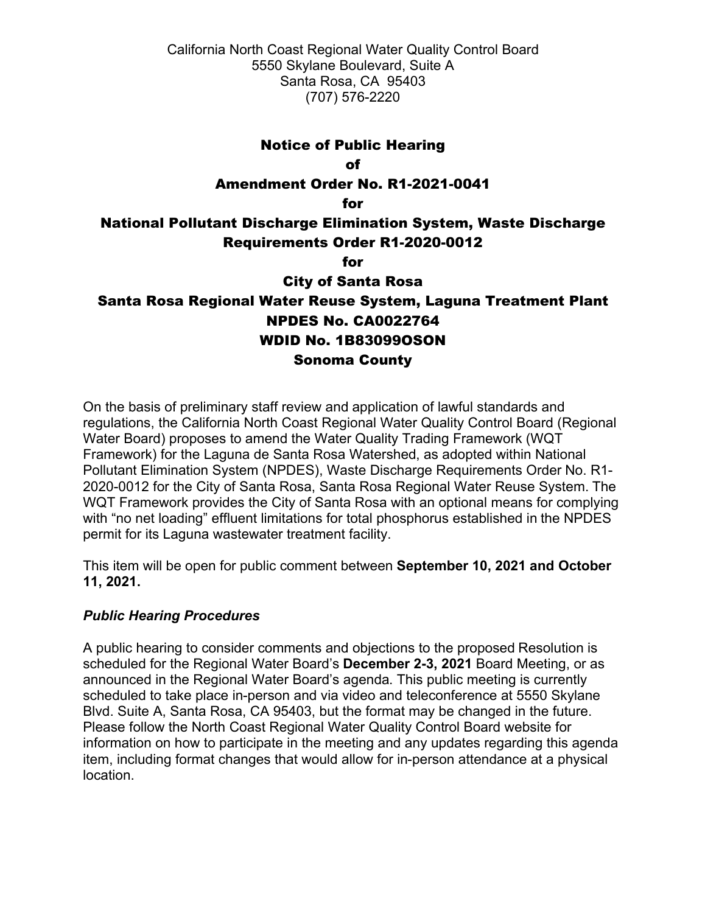California North Coast Regional Water Quality Control Board
5550 Skylane Boulevard, Suite A
Santa Rosa, CA 95403
(707) 576-2220

# Notice of Public Hearing of Amendment Order No. R1-2021-0041 for National Pollutant Discharge Elimination System, Waste Discharge Requirements Order R1-2020-0012 for City of Santa Rosa Santa Rosa Regional Water Reuse System, Laguna Treatment Plant NPDES No. CA0022764 WDID No. 1B83099OSON Sonoma County

On the basis of preliminary staff review and application of lawful standards and regulations, the California North Coast Regional Water Quality Control Board (Regional Water Board) proposes to amend the Water Quality Trading Framework (WQT Framework) for the Laguna de Santa Rosa Watershed, as adopted within National Pollutant Elimination System (NPDES), Waste Discharge Requirements Order No. R1-2020-0012 for the City of Santa Rosa, Santa Rosa Regional Water Reuse System. The WQT Framework provides the City of Santa Rosa with an optional means for complying with "no net loading" effluent limitations for total phosphorus established in the NPDES permit for its Laguna wastewater treatment facility.

This item will be open for public comment between **September 10, 2021 and October 11, 2021.**

### *Public Hearing Procedures*

A public hearing to consider comments and objections to the proposed Resolution is scheduled for the Regional Water Board's **December 2-3, 2021** Board Meeting, or as announced in the Regional Water Board's agenda. This public meeting is currently scheduled to take place in-person and via video and teleconference at 5550 Skylane Blvd. Suite A, Santa Rosa, CA 95403, but the format may be changed in the future. Please follow the North Coast Regional Water Quality Control Board website for information on how to participate in the meeting and any updates regarding this agenda item, including format changes that would allow for in-person attendance at a physical location.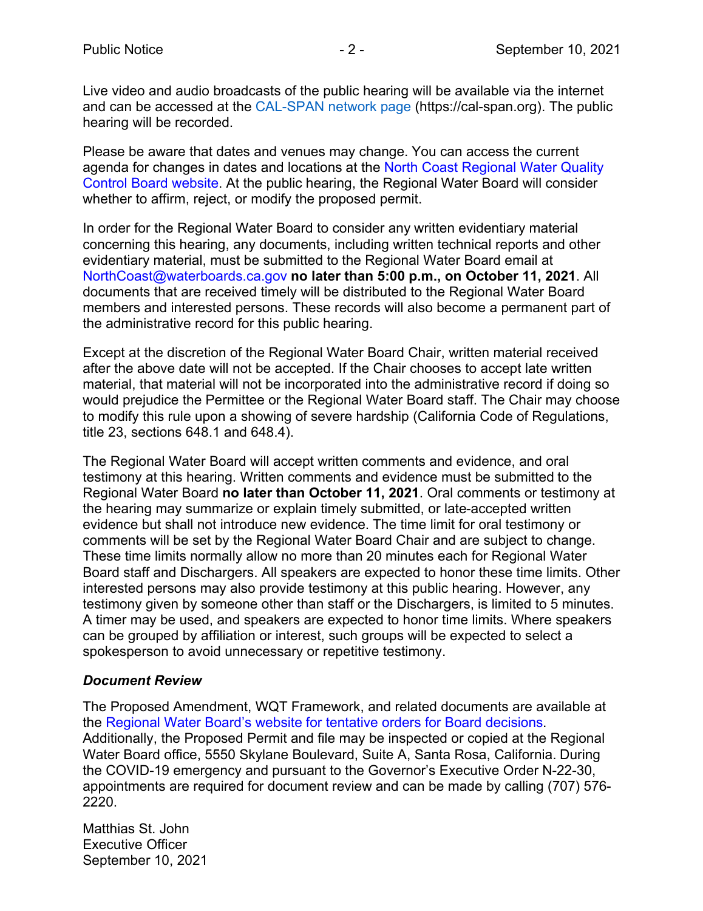Live video and audio broadcasts of the public hearing will be available via the internet and can be accessed at the CAL-SPAN network page (https://cal-span.org). The public hearing will be recorded.

Please be aware that dates and venues may change. You can access the current agenda for changes in dates and locations at the North Coast Regional Water Quality Control Board website. At the public hearing, the Regional Water Board will consider whether to affirm, reject, or modify the proposed permit.

In order for the Regional Water Board to consider any written evidentiary material concerning this hearing, any documents, including written technical reports and other evidentiary material, must be submitted to the Regional Water Board email at NorthCoast@waterboards.ca.gov **no later than 5:00 p.m., on October 11, 2021**. All documents that are received timely will be distributed to the Regional Water Board members and interested persons. These records will also become a permanent part of the administrative record for this public hearing.

Except at the discretion of the Regional Water Board Chair, written material received after the above date will not be accepted. If the Chair chooses to accept late written material, that material will not be incorporated into the administrative record if doing so would prejudice the Permittee or the Regional Water Board staff. The Chair may choose to modify this rule upon a showing of severe hardship (California Code of Regulations, title 23, sections 648.1 and 648.4).

The Regional Water Board will accept written comments and evidence, and oral testimony at this hearing. Written comments and evidence must be submitted to the Regional Water Board **no later than October 11, 2021**. Oral comments or testimony at the hearing may summarize or explain timely submitted, or late-accepted written evidence but shall not introduce new evidence. The time limit for oral testimony or comments will be set by the Regional Water Board Chair and are subject to change. These time limits normally allow no more than 20 minutes each for Regional Water Board staff and Dischargers. All speakers are expected to honor these time limits. Other interested persons may also provide testimony at this public hearing. However, any testimony given by someone other than staff or the Dischargers, is limited to 5 minutes. A timer may be used, and speakers are expected to honor time limits. Where speakers can be grouped by affiliation or interest, such groups will be expected to select a spokesperson to avoid unnecessary or repetitive testimony.

***Document Review***

The Proposed Amendment, WQT Framework, and related documents are available at the Regional Water Board's website for tentative orders for Board decisions. Additionally, the Proposed Permit and file may be inspected or copied at the Regional Water Board office, 5550 Skylane Boulevard, Suite A, Santa Rosa, California. During the COVID-19 emergency and pursuant to the Governor's Executive Order N-22-30, appointments are required for document review and can be made by calling (707) 576-2220.

Matthias St. John
Executive Officer
September 10, 2021